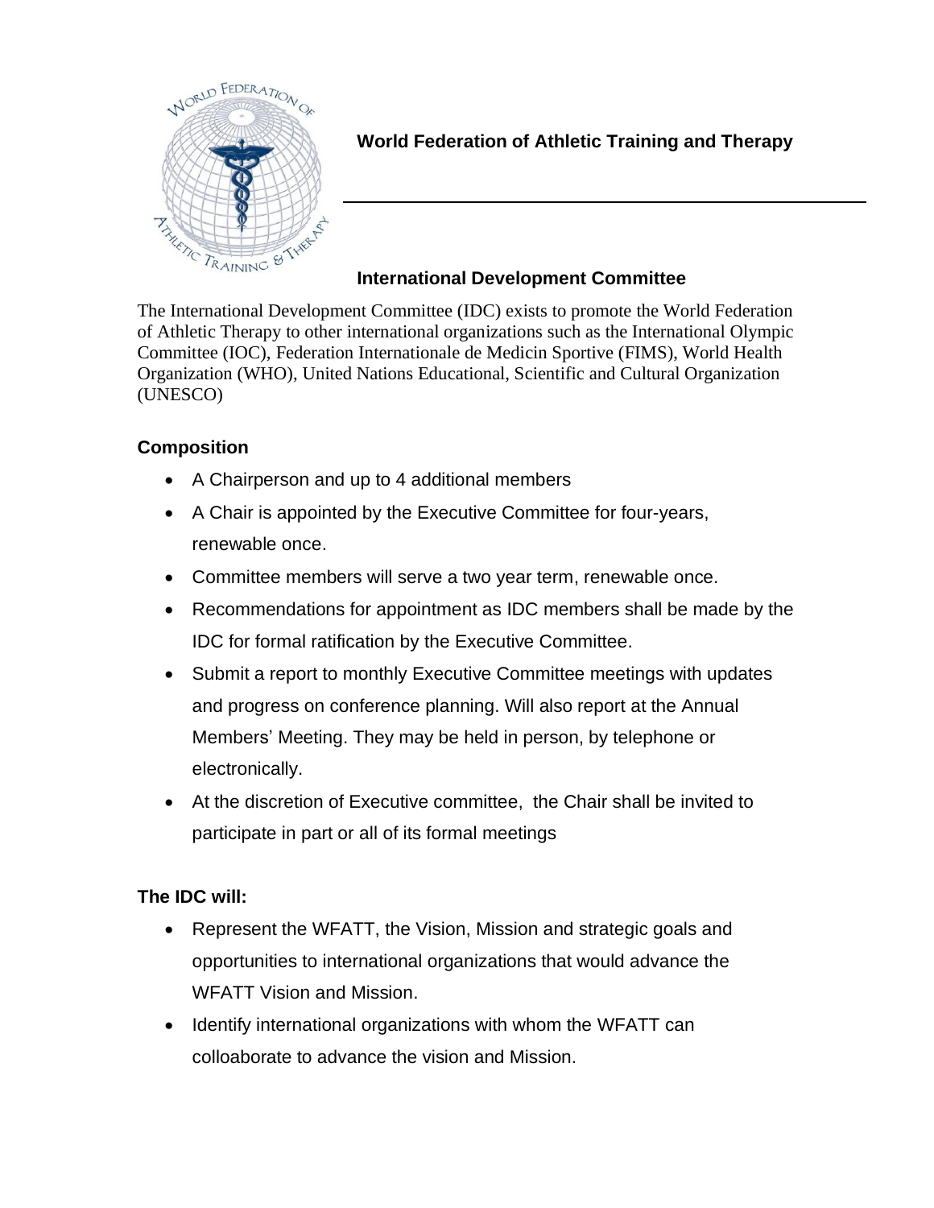# World Federation of Athletic Training and Therapy

## International Development Committee

The International Development Committee (IDC) exists to promote the World Federation of Athletic Therapy to other international organizations such as the International Olympic Committee (IOC), Federation Internationale de Medicin Sportive (FIMS), World Health Organization (WHO), United Nations Educational, Scientific and Cultural Organization (UNESCO)

### Composition

- A Chairperson and up to 4 additional members
- A Chair is appointed by the Executive Committee for four-years, renewable once.
- Committee members will serve a two year term, renewable once.
- Recommendations for appointment as IDC members shall be made by the IDC for formal ratification by the Executive Committee.
- Submit a report to monthly Executive Committee meetings with updates and progress on conference planning. Will also report at the Annual Members' Meeting. They may be held in person, by telephone or electronically.
- At the discretion of Executive committee, the Chair shall be invited to participate in part or all of its formal meetings

### The IDC will:

- Represent the WFATT, the Vision, Mission and strategic goals and opportunities to international organizations that would advance the WFATT Vision and Mission.
- Identify international organizations with whom the WFATT can colloaborate to advance the vision and Mission.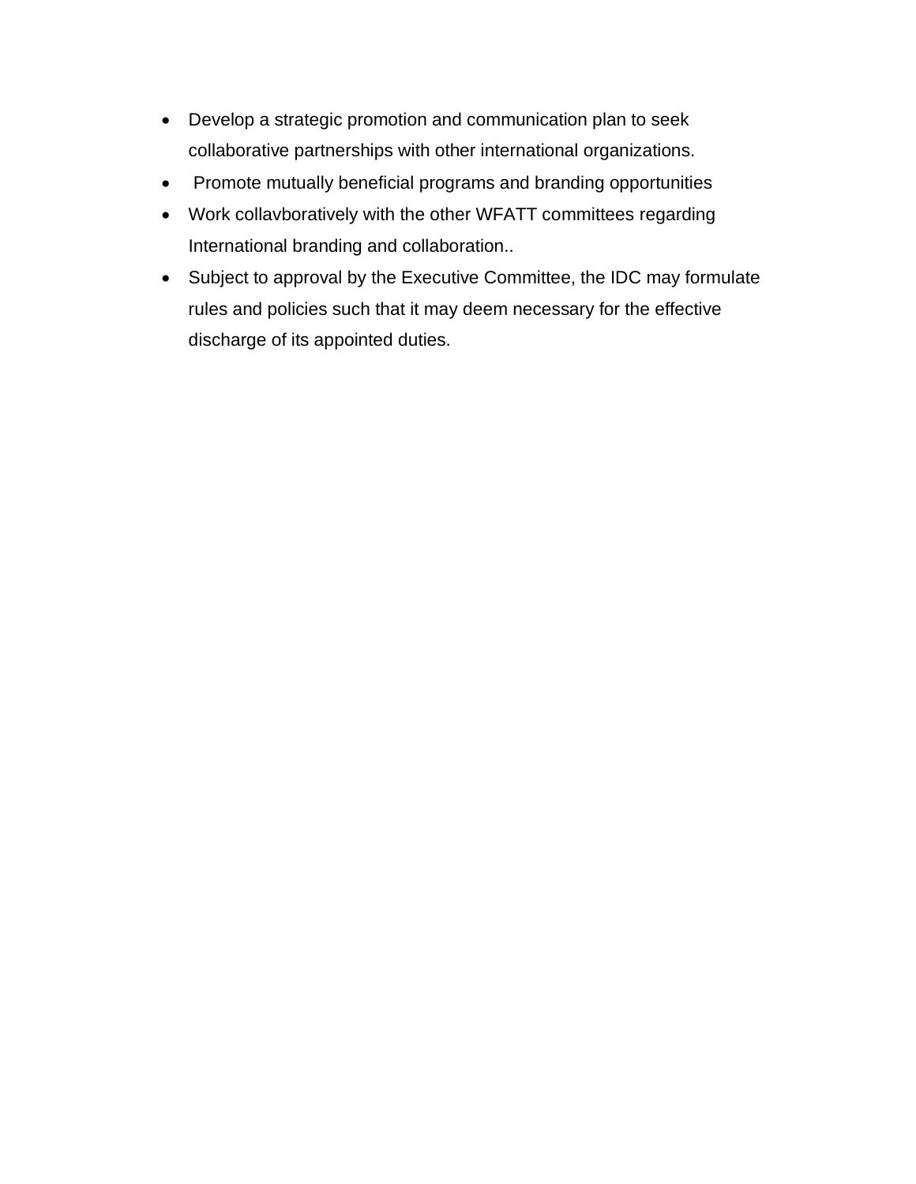- Develop a strategic promotion and communication plan to seek collaborative partnerships with other international organizations.
- Promote mutually beneficial programs and branding opportunities
- Work collavboratively with the other WFATT committees regarding International branding and collaboration..
- Subject to approval by the Executive Committee, the IDC may formulate rules and policies such that it may deem necessary for the effective discharge of its appointed duties.